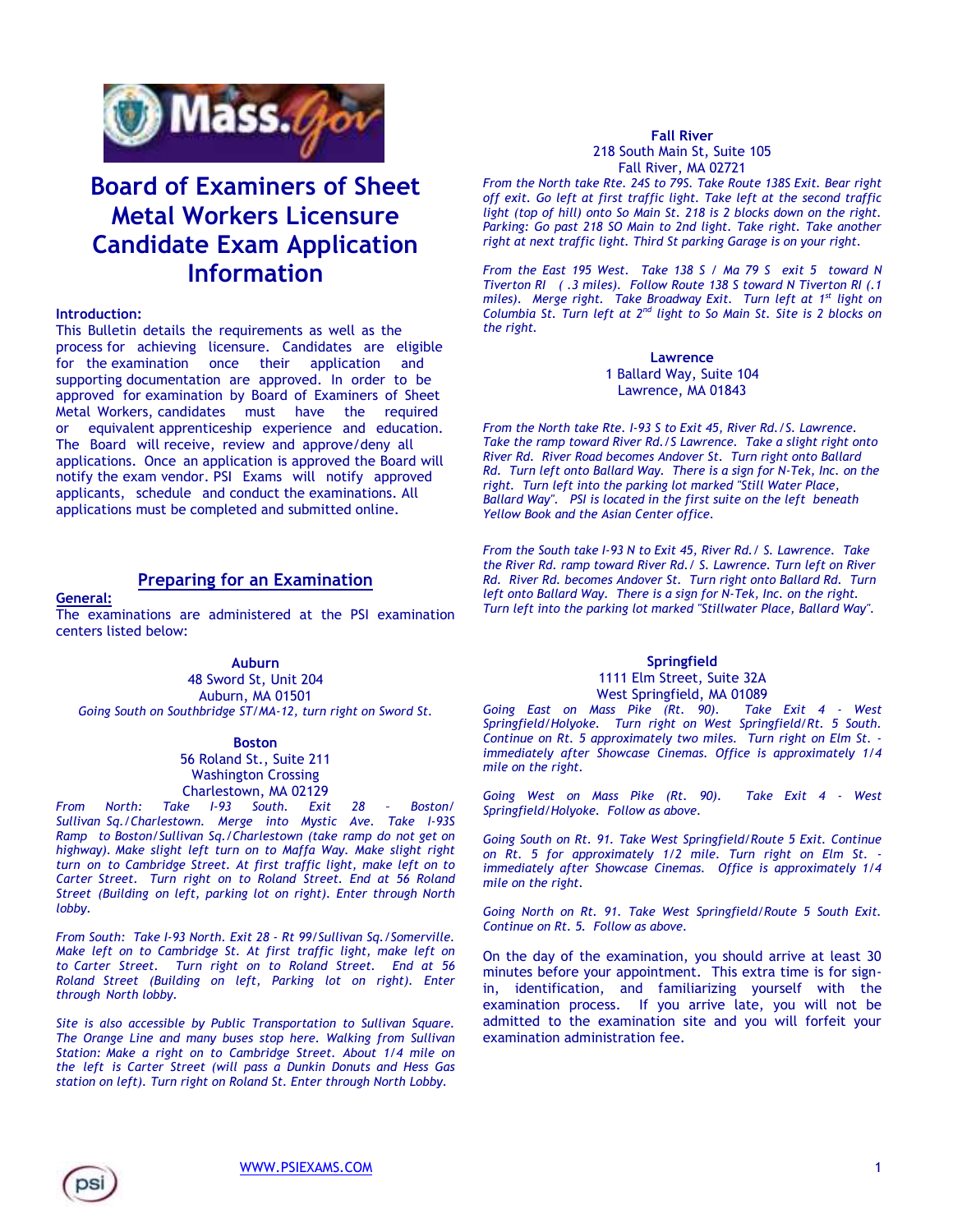# Board of Examiners of Sheet Metal Workers Licensure Candidate Exam Application Information

**Introduction:**

This Bulletin details the requirements as well as the process for achieving licensure. Candidates are eligible for the examination once their application and supporting documentation are approved. In order to be approved for examination by Board of Examiners of Sheet Metal Workers, candidates must have the required or equivalent apprenticeship experience and education. The Board will receive, review and approve/deny all applications. Once an application is approved the Board will notify the exam vendor. PSI Exams will notify approved applicants, schedule and conduct the examinations. All applications must be completed and submitted online.

## Preparing for an Examination

**General:**

The examinations are administered at the PSI examination centers listed below:

**Auburn**
48 Sword St, Unit 204
Auburn, MA 01501

*Going South on Southbridge ST/MA-12, turn right on Sword St.*

**Boston**
56 Roland St., Suite 211
Washington Crossing
Charlestown, MA 02129

*From North: Take I-93 South. Exit 28 – Boston/ Sullivan Sq./Charlestown. Merge into Mystic Ave. Take I-93S Ramp to Boston/Sullivan Sq./Charlestown (take ramp do not get on highway). Make slight left turn on to Maffa Way. Make slight right turn on to Cambridge Street. At first traffic light, make left on to Carter Street. Turn right on to Roland Street. End at 56 Roland Street (Building on left, parking lot on right). Enter through North lobby.*

*From South: Take I-93 North. Exit 28 - Rt 99/Sullivan Sq./Somerville. Make left on to Cambridge St. At first traffic light, make left on to Carter Street. Turn right on to Roland Street. End at 56 Roland Street (Building on left, Parking lot on right). Enter through North lobby.*

*Site is also accessible by Public Transportation to Sullivan Square. The Orange Line and many buses stop here. Walking from Sullivan Station: Make a right on to Cambridge Street. About 1/4 mile on the left is Carter Street (will pass a Dunkin Donuts and Hess Gas station on left). Turn right on Roland St. Enter through North Lobby.*

**Fall River**
218 South Main St, Suite 105
Fall River, MA 02721

*From the North take Rte. 24S to 79S. Take Route 138S Exit. Bear right off exit. Go left at first traffic light. Take left at the second traffic light (top of hill) onto So Main St. 218 is 2 blocks down on the right. Parking: Go past 218 SO Main to 2nd light. Take right. Take another right at next traffic light. Third St parking Garage is on your right.*

*From the East 195 West. Take 138 S / Ma 79 S exit 5 toward N Tiverton RI ( .3 miles). Follow Route 138 S toward N Tiverton RI (.1 miles). Merge right. Take Broadway Exit. Turn left at 1st light on Columbia St. Turn left at 2nd light to So Main St. Site is 2 blocks on the right.*

**Lawrence**
1 Ballard Way, Suite 104
Lawrence, MA 01843

*From the North take Rte. I-93 S to Exit 45, River Rd./S. Lawrence. Take the ramp toward River Rd./S Lawrence. Take a slight right onto River Rd. River Road becomes Andover St. Turn right onto Ballard Rd. Turn left onto Ballard Way. There is a sign for N-Tek, Inc. on the right. Turn left into the parking lot marked "Still Water Place, Ballard Way". PSI is located in the first suite on the left beneath Yellow Book and the Asian Center office.*

*From the South take I-93 N to Exit 45, River Rd./ S. Lawrence. Take the River Rd. ramp toward River Rd./ S. Lawrence. Turn left on River Rd. River Rd. becomes Andover St. Turn right onto Ballard Rd. Turn left onto Ballard Way. There is a sign for N-Tek, Inc. on the right. Turn left into the parking lot marked "Stillwater Place, Ballard Way".*

**Springfield**
1111 Elm Street, Suite 32A
West Springfield, MA 01089

*Going East on Mass Pike (Rt. 90). Take Exit 4 - West Springfield/Holyoke. Turn right on West Springfield/Rt. 5 South. Continue on Rt. 5 approximately two miles. Turn right on Elm St. - immediately after Showcase Cinemas. Office is approximately 1/4 mile on the right.*

*Going West on Mass Pike (Rt. 90). Take Exit 4 - West Springfield/Holyoke. Follow as above.*

*Going South on Rt. 91. Take West Springfield/Route 5 Exit. Continue on Rt. 5 for approximately 1/2 mile. Turn right on Elm St. - immediately after Showcase Cinemas. Office is approximately 1/4 mile on the right.*

*Going North on Rt. 91. Take West Springfield/Route 5 South Exit. Continue on Rt. 5. Follow as above.*

On the day of the examination, you should arrive at least 30 minutes before your appointment. This extra time is for sign-in, identification, and familiarizing yourself with the examination process. If you arrive late, you will not be admitted to the examination site and you will forfeit your examination administration fee.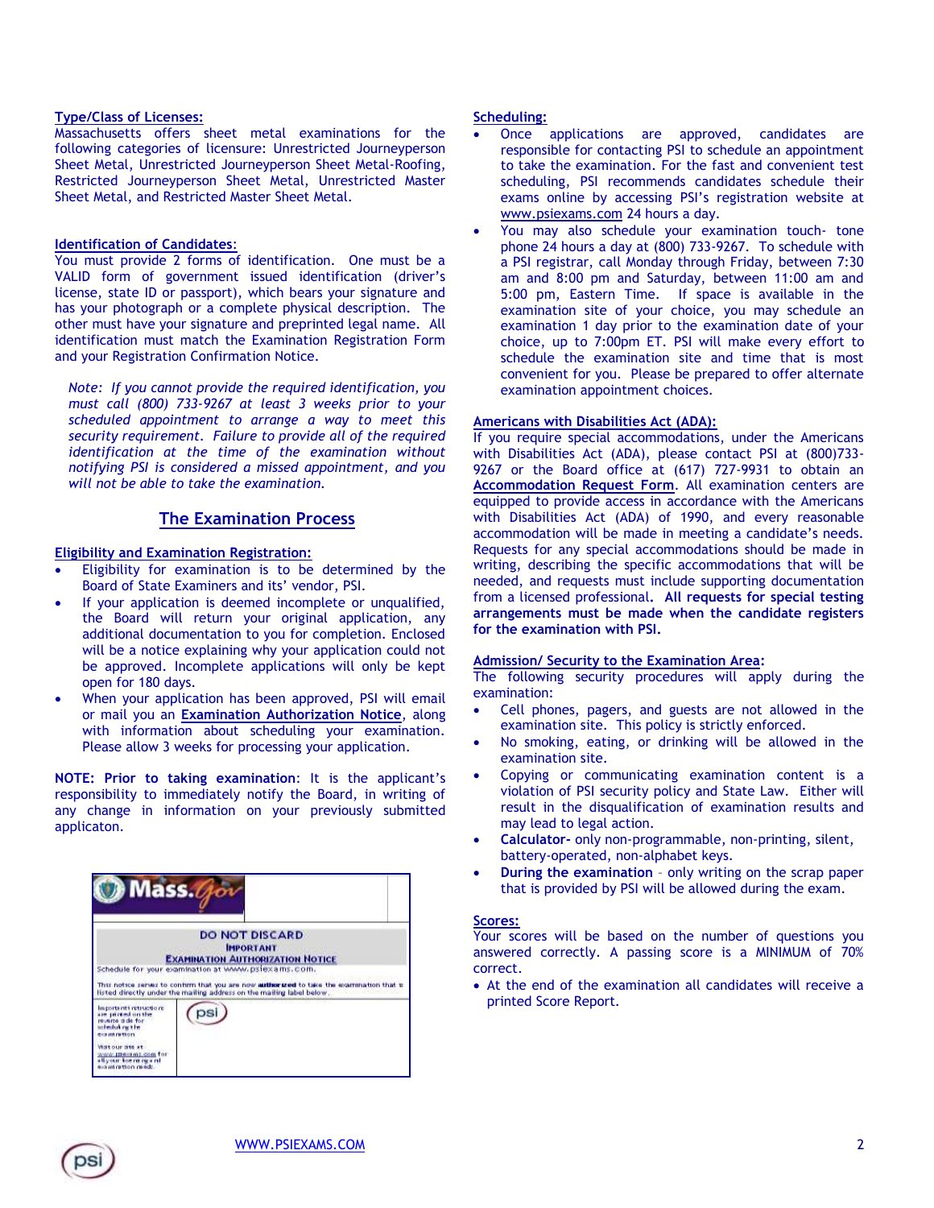**Type/Class of Licenses:**

Massachusetts offers sheet metal examinations for the following categories of licensure: Unrestricted Journeyperson Sheet Metal, Unrestricted Journeyperson Sheet Metal-Roofing, Restricted Journeyperson Sheet Metal, Unrestricted Master Sheet Metal, and Restricted Master Sheet Metal.

**Identification of Candidates:**

You must provide 2 forms of identification. One must be a VALID form of government issued identification (driver's license, state ID or passport), which bears your signature and has your photograph or a complete physical description. The other must have your signature and preprinted legal name. All identification must match the Examination Registration Form and your Registration Confirmation Notice.

*Note: If you cannot provide the required identification, you must call (800) 733-9267 at least 3 weeks prior to your scheduled appointment to arrange a way to meet this security requirement. Failure to provide all of the required identification at the time of the examination without notifying PSI is considered a missed appointment, and you will not be able to take the examination.*

## The Examination Process

**Eligibility and Examination Registration:**

- Eligibility for examination is to be determined by the Board of State Examiners and its' vendor, PSI.
- If your application is deemed incomplete or unqualified, the Board will return your original application, any additional documentation to you for completion. Enclosed will be a notice explaining why your application could not be approved. Incomplete applications will only be kept open for 180 days.
- When your application has been approved, PSI will email or mail you an **Examination Authorization Notice**, along with information about scheduling your examination. Please allow 3 weeks for processing your application.

**NOTE: Prior to taking examination**: It is the applicant's responsibility to immediately notify the Board, in writing of any change in information on your previously submitted applicaton.

Mass.Gov

DO NOT DISCARD
IMPORTANT
EXAMINATION AUTHORIZATION NOTICE
Schedule for your examination at www.psiexams.com.

This notice serves to confirm that you are now **authorized** to take the examination that is listed directly under the mailing address on the mailing label below.

Important instructions are printed on the reverse side for scheduling the examination.

Visit our site at www.psiexams.com for all your licensing and examination needs.

psi

**Scheduling:**

- Once applications are approved, candidates are responsible for contacting PSI to schedule an appointment to take the examination. For the fast and convenient test scheduling, PSI recommends candidates schedule their exams online by accessing PSI's registration website at www.psiexams.com 24 hours a day.
- You may also schedule your examination touch- tone phone 24 hours a day at (800) 733-9267. To schedule with a PSI registrar, call Monday through Friday, between 7:30 am and 8:00 pm and Saturday, between 11:00 am and 5:00 pm, Eastern Time. If space is available in the examination site of your choice, you may schedule an examination 1 day prior to the examination date of your choice, up to 7:00pm ET. PSI will make every effort to schedule the examination site and time that is most convenient for you. Please be prepared to offer alternate examination appointment choices.

**Americans with Disabilities Act (ADA):**

If you require special accommodations, under the Americans with Disabilities Act (ADA), please contact PSI at (800)733-9267 or the Board office at (617) 727-9931 to obtain an **Accommodation Request Form**. All examination centers are equipped to provide access in accordance with the Americans with Disabilities Act (ADA) of 1990, and every reasonable accommodation will be made in meeting a candidate's needs. Requests for any special accommodations should be made in writing, describing the specific accommodations that will be needed, and requests must include supporting documentation from a licensed professional. **All requests for special testing arrangements must be made when the candidate registers for the examination with PSI.**

**Admission/ Security to the Examination Area:**

The following security procedures will apply during the examination:

- Cell phones, pagers, and guests are not allowed in the examination site. This policy is strictly enforced.
- No smoking, eating, or drinking will be allowed in the examination site.
- Copying or communicating examination content is a violation of PSI security policy and State Law. Either will result in the disqualification of examination results and may lead to legal action.
- **Calculator-** only non-programmable, non-printing, silent, battery-operated, non-alphabet keys.
- **During the examination** – only writing on the scrap paper that is provided by PSI will be allowed during the exam.

**Scores:**

Your scores will be based on the number of questions you answered correctly. A passing score is a MINIMUM of 70% correct.

- At the end of the examination all candidates will receive a printed Score Report.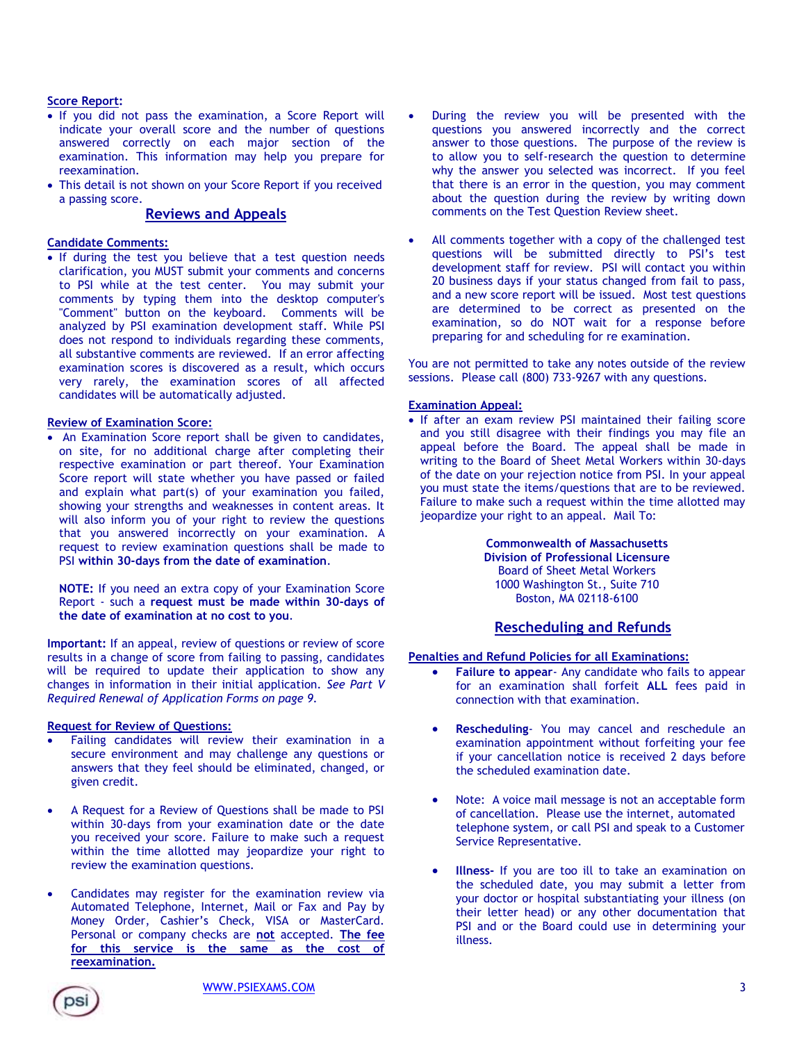**Score Report:**

- If you did not pass the examination, a Score Report will indicate your overall score and the number of questions answered correctly on each major section of the examination. This information may help you prepare for reexamination.
- This detail is not shown on your Score Report if you received a passing score.

## Reviews and Appeals

**Candidate Comments:**

- If during the test you believe that a test question needs clarification, you MUST submit your comments and concerns to PSI while at the test center. You may submit your comments by typing them into the desktop computer's "Comment" button on the keyboard. Comments will be analyzed by PSI examination development staff. While PSI does not respond to individuals regarding these comments, all substantive comments are reviewed. If an error affecting examination scores is discovered as a result, which occurs very rarely, the examination scores of all affected candidates will be automatically adjusted.

**Review of Examination Score:**

- An Examination Score report shall be given to candidates, on site, for no additional charge after completing their respective examination or part thereof. Your Examination Score report will state whether you have passed or failed and explain what part(s) of your examination you failed, showing your strengths and weaknesses in content areas. It will also inform you of your right to review the questions that you answered incorrectly on your examination. A request to review examination questions shall be made to PSI **within 30-days from the date of examination**.

  **NOTE:** If you need an extra copy of your Examination Score Report - such a **request must be made within 30-days of the date of examination at no cost to you**.

**Important:** If an appeal, review of questions or review of score results in a change of score from failing to passing, candidates will be required to update their application to show any changes in information in their initial application. *See Part V Required Renewal of Application Forms on page 9.*

**Request for Review of Questions:**

- Failing candidates will review their examination in a secure environment and may challenge any questions or answers that they feel should be eliminated, changed, or given credit.
- A Request for a Review of Questions shall be made to PSI within 30-days from your examination date or the date you received your score. Failure to make such a request within the time allotted may jeopardize your right to review the examination questions.
- Candidates may register for the examination review via Automated Telephone, Internet, Mail or Fax and Pay by Money Order, Cashier's Check, VISA or MasterCard. Personal or company checks are **not** accepted. **The fee for this service is the same as the cost of reexamination.**
- During the review you will be presented with the questions you answered incorrectly and the correct answer to those questions. The purpose of the review is to allow you to self-research the question to determine why the answer you selected was incorrect. If you feel that there is an error in the question, you may comment about the question during the review by writing down comments on the Test Question Review sheet.
- All comments together with a copy of the challenged test questions will be submitted directly to PSI's test development staff for review. PSI will contact you within 20 business days if your status changed from fail to pass, and a new score report will be issued. Most test questions are determined to be correct as presented on the examination, so do NOT wait for a response before preparing for and scheduling for re examination.

You are not permitted to take any notes outside of the review sessions. Please call (800) 733-9267 with any questions.

**Examination Appeal:**

- If after an exam review PSI maintained their failing score and you still disagree with their findings you may file an appeal before the Board. The appeal shall be made in writing to the Board of Sheet Metal Workers within 30-days of the date on your rejection notice from PSI. In your appeal you must state the items/questions that are to be reviewed. Failure to make such a request within the time allotted may jeopardize your right to an appeal. Mail To:

**Commonwealth of Massachusetts**
**Division of Professional Licensure**
Board of Sheet Metal Workers
1000 Washington St., Suite 710
Boston, MA 02118-6100

## Rescheduling and Refunds

**Penalties and Refund Policies for all Examinations:**

- **Failure to appear**- Any candidate who fails to appear for an examination shall forfeit **ALL** fees paid in connection with that examination.
- **Rescheduling**- You may cancel and reschedule an examination appointment without forfeiting your fee if your cancellation notice is received 2 days before the scheduled examination date.
- Note: A voice mail message is not an acceptable form of cancellation. Please use the internet, automated telephone system, or call PSI and speak to a Customer Service Representative.
- **Illness-** If you are too ill to take an examination on the scheduled date, you may submit a letter from your doctor or hospital substantiating your illness (on their letter head) or any other documentation that PSI and or the Board could use in determining your illness.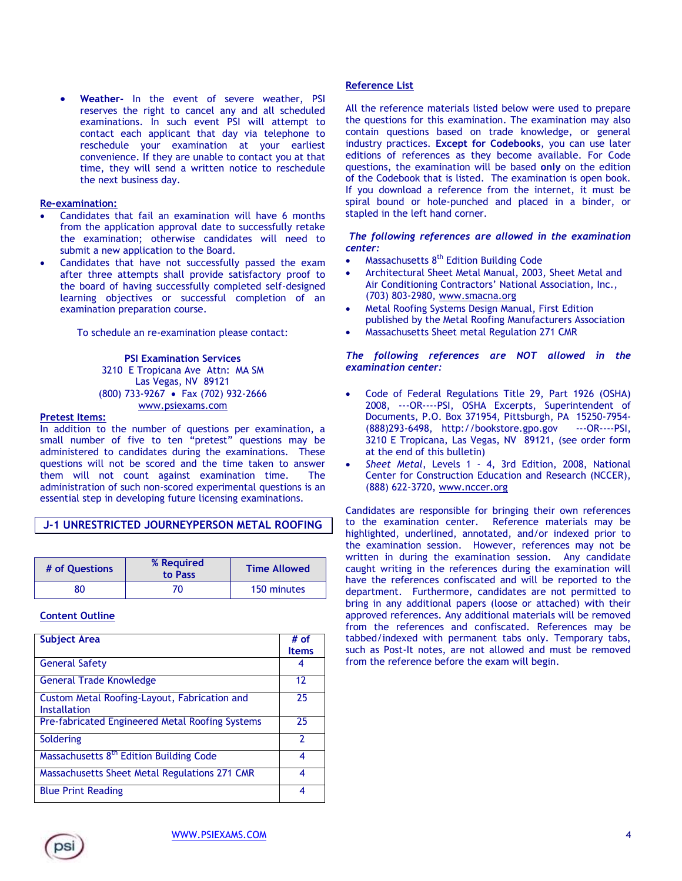- **Weather-** In the event of severe weather, PSI reserves the right to cancel any and all scheduled examinations. In such event PSI will attempt to contact each applicant that day via telephone to reschedule your examination at your earliest convenience. If they are unable to contact you at that time, they will send a written notice to reschedule the next business day.

## Re-examination:

- Candidates that fail an examination will have 6 months from the application approval date to successfully retake the examination; otherwise candidates will need to submit a new application to the Board.
- Candidates that have not successfully passed the exam after three attempts shall provide satisfactory proof to the board of having successfully completed self-designed learning objectives or successful completion of an examination preparation course.

To schedule an re-examination please contact:

**PSI Examination Services**
3210 E Tropicana Ave Attn: MA SM
Las Vegas, NV 89121
(800) 733-9267 • Fax (702) 932-2666
www.psiexams.com

## Pretest Items:

In addition to the number of questions per examination, a small number of five to ten “pretest” questions may be administered to candidates during the examinations. These questions will not be scored and the time taken to answer them will not count against examination time. The administration of such non-scored experimental questions is an essential step in developing future licensing examinations.

## J-1 UNRESTRICTED JOURNEYPERSON METAL ROOFING

| # of Questions | % Required to Pass | Time Allowed |
|---|---|---|
| 80 | 70 | 150 minutes |

### Content Outline

| Subject Area | # of Items |
|---|---|
| General Safety | 4 |
| General Trade Knowledge | 12 |
| Custom Metal Roofing-Layout, Fabrication and Installation | 25 |
| Pre-fabricated Engineered Metal Roofing Systems | 25 |
| Soldering | 2 |
| Massachusetts 8th Edition Building Code | 4 |
| Massachusetts Sheet Metal Regulations 271 CMR | 4 |
| Blue Print Reading | 4 |

### Reference List

All the reference materials listed below were used to prepare the questions for this examination. The examination may also contain questions based on trade knowledge, or general industry practices. **Except for Codebooks**, you can use later editions of references as they become available. For Code questions, the examination will be based **only** on the edition of the Codebook that is listed. The examination is open book. If you download a reference from the internet, it must be spiral bound or hole-punched and placed in a binder, or stapled in the left hand corner.

***The following references are allowed in the examination center:***

- Massachusetts 8th Edition Building Code
- Architectural Sheet Metal Manual, 2003, Sheet Metal and Air Conditioning Contractors' National Association, Inc., (703) 803-2980, www.smacna.org
- Metal Roofing Systems Design Manual, First Edition published by the Metal Roofing Manufacturers Association
- Massachusetts Sheet metal Regulation 271 CMR

***The following references are NOT allowed in the examination center:***

- Code of Federal Regulations Title 29, Part 1926 (OSHA) 2008, ---OR----PSI, OSHA Excerpts, Superintendent of Documents, P.O. Box 371954, Pittsburgh, PA 15250-7954-(888)293-6498, http://bookstore.gpo.gov ---OR----PSI, 3210 E Tropicana, Las Vegas, NV 89121, (see order form at the end of this bulletin)
- *Sheet Metal*, Levels 1 - 4, 3rd Edition, 2008, National Center for Construction Education and Research (NCCER), (888) 622-3720, www.nccer.org

Candidates are responsible for bringing their own references to the examination center. Reference materials may be highlighted, underlined, annotated, and/or indexed prior to the examination session. However, references may not be written in during the examination session. Any candidate caught writing in the references during the examination will have the references confiscated and will be reported to the department. Furthermore, candidates are not permitted to bring in any additional papers (loose or attached) with their approved references. Any additional materials will be removed from the references and confiscated. References may be tabbed/indexed with permanent tabs only. Temporary tabs, such as Post-It notes, are not allowed and must be removed from the reference before the exam will begin.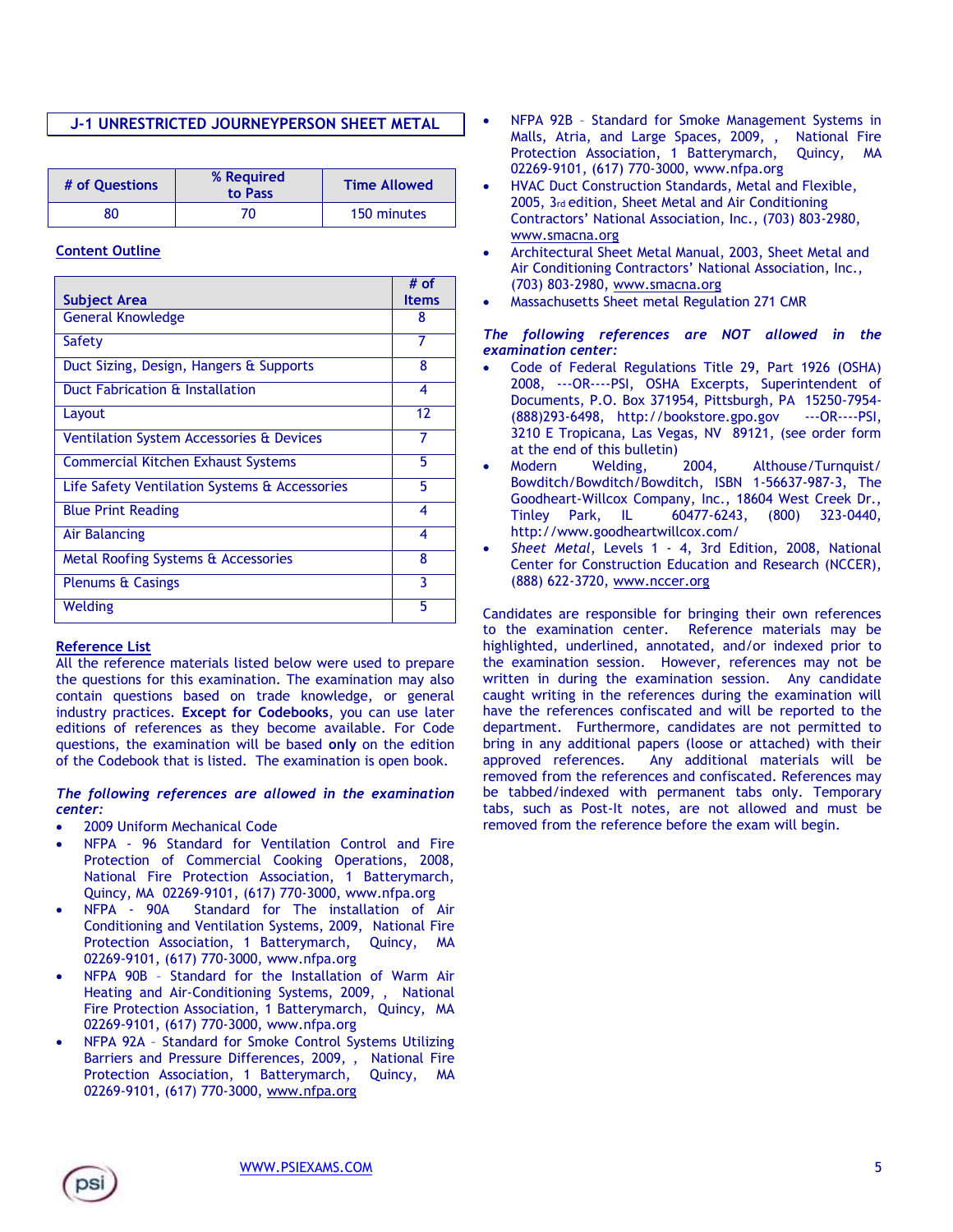## J-1 UNRESTRICTED JOURNEYPERSON SHEET METAL

| # of Questions | % Required to Pass | Time Allowed |
|---|---|---|
| 80 | 70 | 150 minutes |

### Content Outline

| Subject Area | # of Items |
|---|---|
| General Knowledge | 8 |
| Safety | 7 |
| Duct Sizing, Design, Hangers & Supports | 8 |
| Duct Fabrication & Installation | 4 |
| Layout | 12 |
| Ventilation System Accessories & Devices | 7 |
| Commercial Kitchen Exhaust Systems | 5 |
| Life Safety Ventilation Systems & Accessories | 5 |
| Blue Print Reading | 4 |
| Air Balancing | 4 |
| Metal Roofing Systems & Accessories | 8 |
| Plenums & Casings | 3 |
| Welding | 5 |

### Reference List

All the reference materials listed below were used to prepare the questions for this examination. The examination may also contain questions based on trade knowledge, or general industry practices. **Except for Codebooks**, you can use later editions of references as they become available. For Code questions, the examination will be based **only** on the edition of the Codebook that is listed. The examination is open book.

***The following references are allowed in the examination center:***

- 2009 Uniform Mechanical Code
- NFPA - 96 Standard for Ventilation Control and Fire Protection of Commercial Cooking Operations, 2008, National Fire Protection Association, 1 Batterymarch, Quincy, MA 02269-9101, (617) 770-3000, www.nfpa.org
- NFPA - 90A Standard for The installation of Air Conditioning and Ventilation Systems, 2009, National Fire Protection Association, 1 Batterymarch, Quincy, MA 02269-9101, (617) 770-3000, www.nfpa.org
- NFPA 90B – Standard for the Installation of Warm Air Heating and Air-Conditioning Systems, 2009, , National Fire Protection Association, 1 Batterymarch, Quincy, MA 02269-9101, (617) 770-3000, www.nfpa.org
- NFPA 92A – Standard for Smoke Control Systems Utilizing Barriers and Pressure Differences, 2009, , National Fire Protection Association, 1 Batterymarch, Quincy, MA 02269-9101, (617) 770-3000, www.nfpa.org
- NFPA 92B – Standard for Smoke Management Systems in Malls, Atria, and Large Spaces, 2009, , National Fire Protection Association, 1 Batterymarch, Quincy, MA 02269-9101, (617) 770-3000, www.nfpa.org
- HVAC Duct Construction Standards, Metal and Flexible, 2005, 3rd edition, Sheet Metal and Air Conditioning Contractors' National Association, Inc., (703) 803-2980, www.smacna.org
- Architectural Sheet Metal Manual, 2003, Sheet Metal and Air Conditioning Contractors' National Association, Inc., (703) 803-2980, www.smacna.org
- Massachusetts Sheet metal Regulation 271 CMR

***The following references are NOT allowed in the examination center:***

- Code of Federal Regulations Title 29, Part 1926 (OSHA) 2008, ---OR----PSI, OSHA Excerpts, Superintendent of Documents, P.O. Box 371954, Pittsburgh, PA 15250-7954-(888)293-6498, http://bookstore.gpo.gov ---OR----PSI, 3210 E Tropicana, Las Vegas, NV 89121, (see order form at the end of this bulletin)
- Modern Welding, 2004, Althouse/Turnquist/ Bowditch/Bowditch/Bowditch, ISBN 1-56637-987-3, The Goodheart-Willcox Company, Inc., 18604 West Creek Dr., Tinley Park, IL 60477-6243, (800) 323-0440, http://www.goodheartwillcox.com/
- *Sheet Metal*, Levels 1 - 4, 3rd Edition, 2008, National Center for Construction Education and Research (NCCER), (888) 622-3720, www.nccer.org

Candidates are responsible for bringing their own references to the examination center. Reference materials may be highlighted, underlined, annotated, and/or indexed prior to the examination session. However, references may not be written in during the examination session. Any candidate caught writing in the references during the examination will have the references confiscated and will be reported to the department. Furthermore, candidates are not permitted to bring in any additional papers (loose or attached) with their approved references. Any additional materials will be removed from the references and confiscated. References may be tabbed/indexed with permanent tabs only. Temporary tabs, such as Post-It notes, are not allowed and must be removed from the reference before the exam will begin.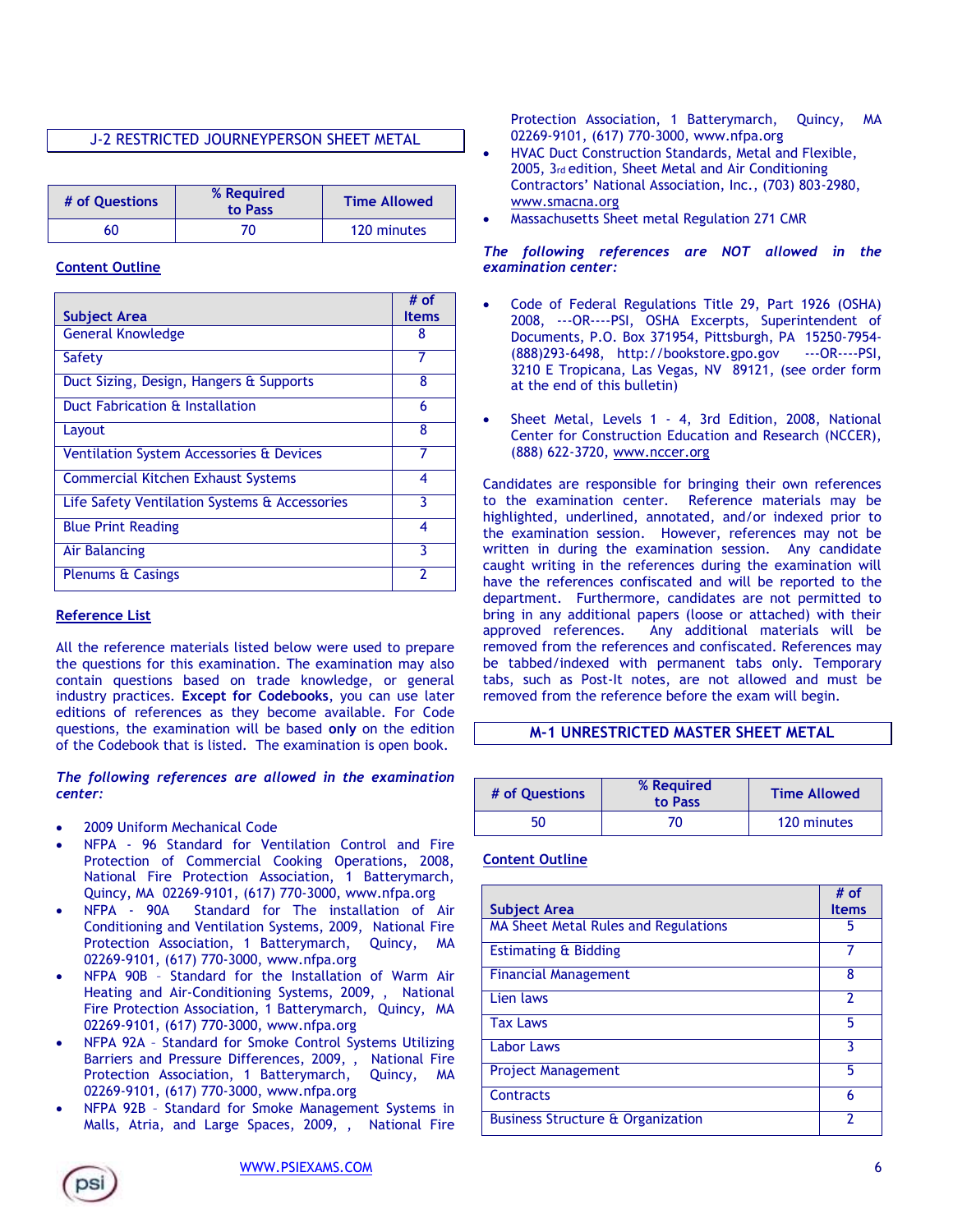## J-2 RESTRICTED JOURNEYPERSON SHEET METAL

| # of Questions | % Required to Pass | Time Allowed |
|---|---|---|
| 60 | 70 | 120 minutes |

**Content Outline**

| Subject Area | # of Items |
|---|---|
| General Knowledge | 8 |
| Safety | 7 |
| Duct Sizing, Design, Hangers & Supports | 8 |
| Duct Fabrication & Installation | 6 |
| Layout | 8 |
| Ventilation System Accessories & Devices | 7 |
| Commercial Kitchen Exhaust Systems | 4 |
| Life Safety Ventilation Systems & Accessories | 3 |
| Blue Print Reading | 4 |
| Air Balancing | 3 |
| Plenums & Casings | 2 |

**Reference List**

All the reference materials listed below were used to prepare the questions for this examination. The examination may also contain questions based on trade knowledge, or general industry practices. **Except for Codebooks**, you can use later editions of references as they become available. For Code questions, the examination will be based **only** on the edition of the Codebook that is listed. The examination is open book.

***The following references are allowed in the examination center:***

- 2009 Uniform Mechanical Code
- NFPA - 96 Standard for Ventilation Control and Fire Protection of Commercial Cooking Operations, 2008, National Fire Protection Association, 1 Batterymarch, Quincy, MA 02269-9101, (617) 770-3000, www.nfpa.org
- NFPA - 90A Standard for The installation of Air Conditioning and Ventilation Systems, 2009, National Fire Protection Association, 1 Batterymarch, Quincy, MA 02269-9101, (617) 770-3000, www.nfpa.org
- NFPA 90B – Standard for the Installation of Warm Air Heating and Air-Conditioning Systems, 2009, , National Fire Protection Association, 1 Batterymarch, Quincy, MA 02269-9101, (617) 770-3000, www.nfpa.org
- NFPA 92A – Standard for Smoke Control Systems Utilizing Barriers and Pressure Differences, 2009, , National Fire Protection Association, 1 Batterymarch, Quincy, MA 02269-9101, (617) 770-3000, www.nfpa.org
- NFPA 92B – Standard for Smoke Management Systems in Malls, Atria, and Large Spaces, 2009, , National Fire Protection Association, 1 Batterymarch, Quincy, MA 02269-9101, (617) 770-3000, www.nfpa.org
- HVAC Duct Construction Standards, Metal and Flexible, 2005, 3rd edition, Sheet Metal and Air Conditioning Contractors' National Association, Inc., (703) 803-2980, www.smacna.org
- Massachusetts Sheet metal Regulation 271 CMR

***The following references are NOT allowed in the examination center:***

- Code of Federal Regulations Title 29, Part 1926 (OSHA) 2008, ---OR----PSI, OSHA Excerpts, Superintendent of Documents, P.O. Box 371954, Pittsburgh, PA 15250-7954-(888)293-6498, http://bookstore.gpo.gov ---OR----PSI, 3210 E Tropicana, Las Vegas, NV 89121, (see order form at the end of this bulletin)
- Sheet Metal, Levels 1 - 4, 3rd Edition, 2008, National Center for Construction Education and Research (NCCER), (888) 622-3720, www.nccer.org

Candidates are responsible for bringing their own references to the examination center. Reference materials may be highlighted, underlined, annotated, and/or indexed prior to the examination session. However, references may not be written in during the examination session. Any candidate caught writing in the references during the examination will have the references confiscated and will be reported to the department. Furthermore, candidates are not permitted to bring in any additional papers (loose or attached) with their approved references. Any additional materials will be removed from the references and confiscated. References may be tabbed/indexed with permanent tabs only. Temporary tabs, such as Post-It notes, are not allowed and must be removed from the reference before the exam will begin.

## M-1 UNRESTRICTED MASTER SHEET METAL

| # of Questions | % Required to Pass | Time Allowed |
|---|---|---|
| 50 | 70 | 120 minutes |

**Content Outline**

| Subject Area | # of Items |
|---|---|
| MA Sheet Metal Rules and Regulations | 5 |
| Estimating & Bidding | 7 |
| Financial Management | 8 |
| Lien laws | 2 |
| Tax Laws | 5 |
| Labor Laws | 3 |
| Project Management | 5 |
| Contracts | 6 |
| Business Structure & Organization | 2 |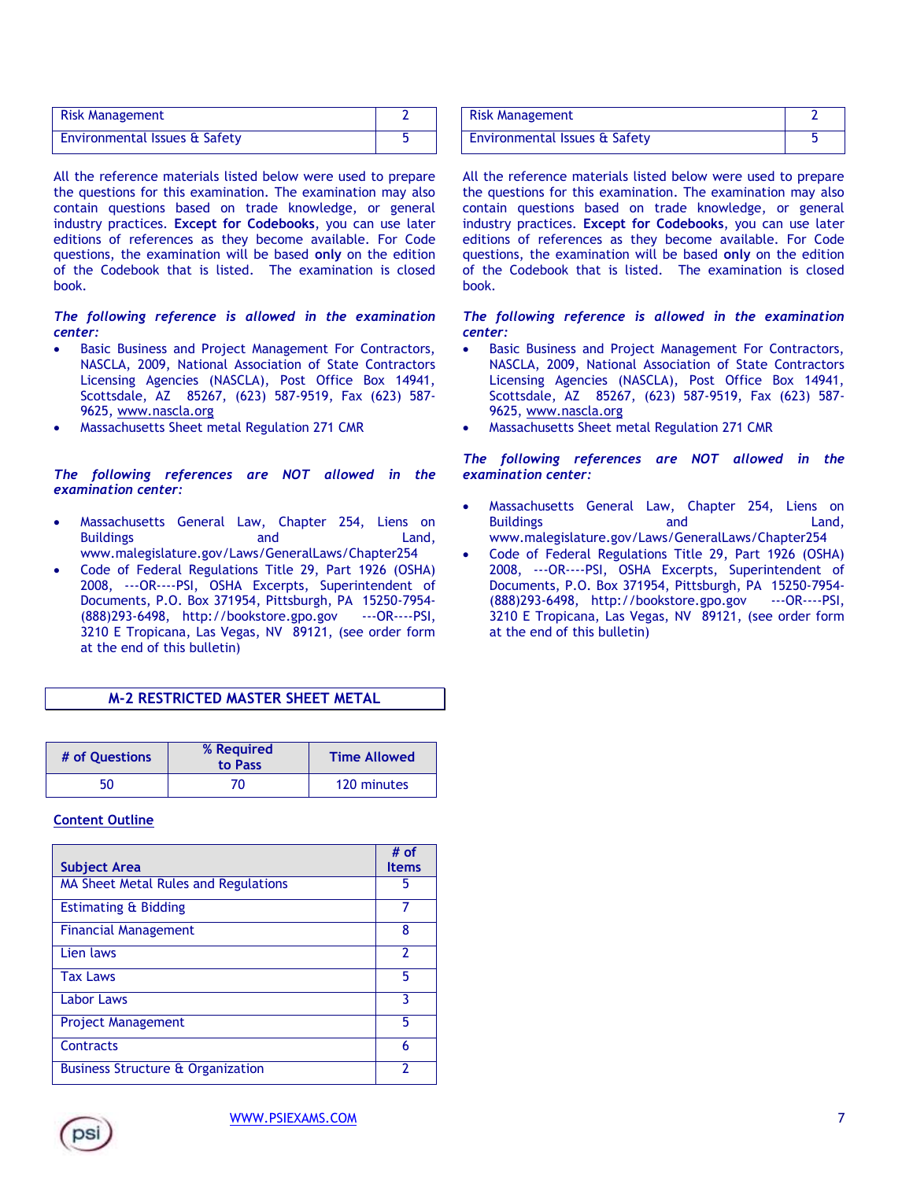| Risk Management | 2 |
|---|---|
| Environmental Issues & Safety | 5 |

All the reference materials listed below were used to prepare the questions for this examination. The examination may also contain questions based on trade knowledge, or general industry practices. **Except for Codebooks**, you can use later editions of references as they become available. For Code questions, the examination will be based **only** on the edition of the Codebook that is listed. The examination is closed book.

***The following reference is allowed in the examination center:***

- Basic Business and Project Management For Contractors, NASCLA, 2009, National Association of State Contractors Licensing Agencies (NASCLA), Post Office Box 14941, Scottsdale, AZ 85267, (623) 587-9519, Fax (623) 587-9625, www.nascla.org
- Massachusetts Sheet metal Regulation 271 CMR

***The following references are NOT allowed in the examination center:***

- Massachusetts General Law, Chapter 254, Liens on Buildings and Land, www.malegislature.gov/Laws/GeneralLaws/Chapter254
- Code of Federal Regulations Title 29, Part 1926 (OSHA) 2008, ---OR----PSI, OSHA Excerpts, Superintendent of Documents, P.O. Box 371954, Pittsburgh, PA 15250-7954-(888)293-6498, http://bookstore.gpo.gov ---OR----PSI, 3210 E Tropicana, Las Vegas, NV 89121, (see order form at the end of this bulletin)

## M-2 RESTRICTED MASTER SHEET METAL

| # of Questions | % Required to Pass | Time Allowed |
|---|---|---|
| 50 | 70 | 120 minutes |

**Content Outline**

| Subject Area | # of Items |
|---|---|
| MA Sheet Metal Rules and Regulations | 5 |
| Estimating & Bidding | 7 |
| Financial Management | 8 |
| Lien laws | 2 |
| Tax Laws | 5 |
| Labor Laws | 3 |
| Project Management | 5 |
| Contracts | 6 |
| Business Structure & Organization | 2 |
| Risk Management | 2 |
| Environmental Issues & Safety | 5 |

All the reference materials listed below were used to prepare the questions for this examination. The examination may also contain questions based on trade knowledge, or general industry practices. **Except for Codebooks**, you can use later editions of references as they become available. For Code questions, the examination will be based **only** on the edition of the Codebook that is listed. The examination is closed book.

***The following reference is allowed in the examination center:***

- Basic Business and Project Management For Contractors, NASCLA, 2009, National Association of State Contractors Licensing Agencies (NASCLA), Post Office Box 14941, Scottsdale, AZ 85267, (623) 587-9519, Fax (623) 587-9625, www.nascla.org
- Massachusetts Sheet metal Regulation 271 CMR

***The following references are NOT allowed in the examination center:***

- Massachusetts General Law, Chapter 254, Liens on Buildings and Land, www.malegislature.gov/Laws/GeneralLaws/Chapter254
- Code of Federal Regulations Title 29, Part 1926 (OSHA) 2008, ---OR----PSI, OSHA Excerpts, Superintendent of Documents, P.O. Box 371954, Pittsburgh, PA 15250-7954-(888)293-6498, http://bookstore.gpo.gov ---OR----PSI, 3210 E Tropicana, Las Vegas, NV 89121, (see order form at the end of this bulletin)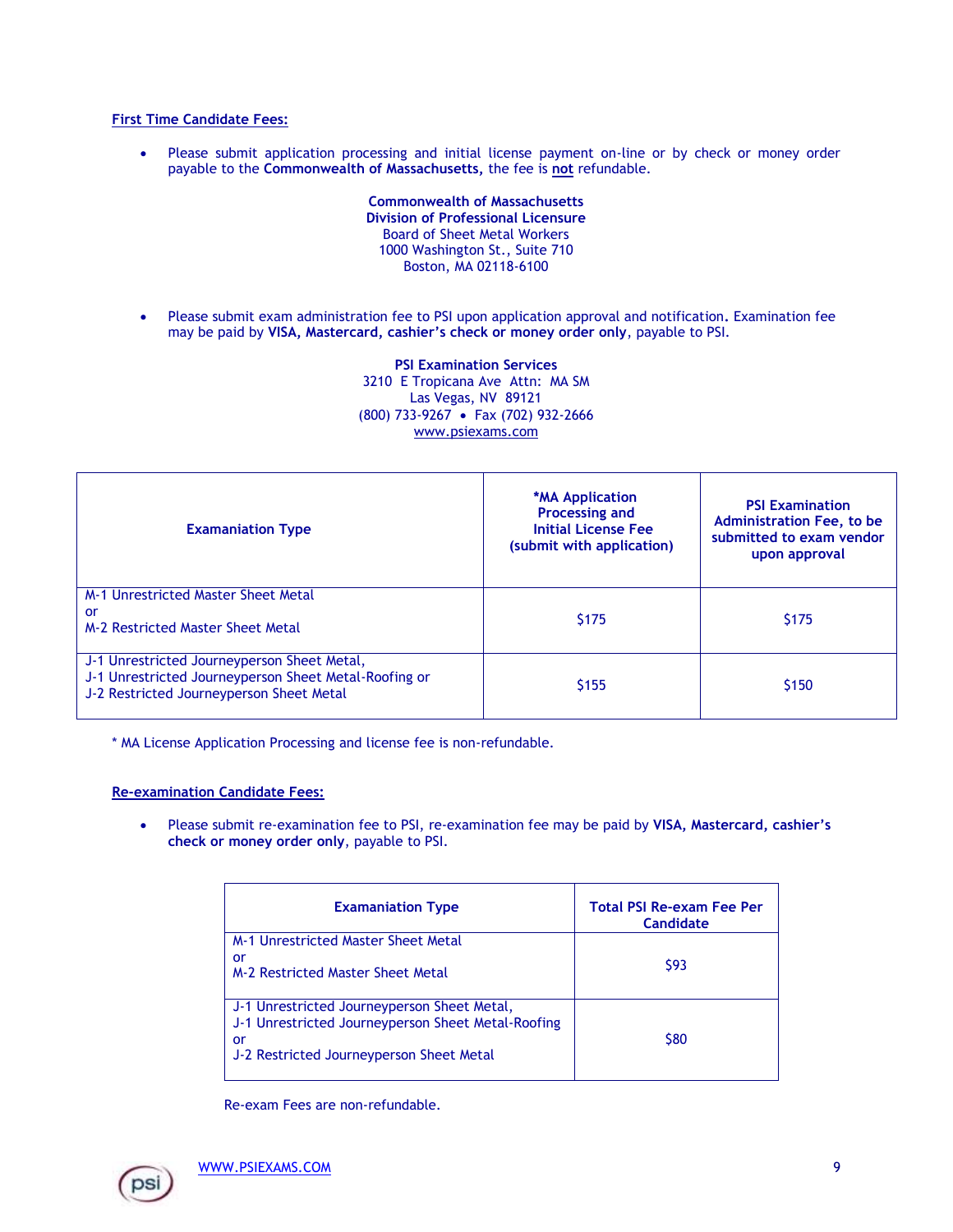**First Time Candidate Fees:**

- Please submit application processing and initial license payment on-line or by check or money order payable to the **Commonwealth of Massachusetts,** the fee is **not** refundable.

**Commonwealth of Massachusetts**
**Division of Professional Licensure**
Board of Sheet Metal Workers
1000 Washington St., Suite 710
Boston, MA 02118-6100

- Please submit exam administration fee to PSI upon application approval and notification**.** Examination fee may be paid by **VISA, Mastercard, cashier's check or money order only**, payable to PSI.

**PSI Examination Services**
3210 E Tropicana Ave Attn: MA SM
Las Vegas, NV 89121
(800) 733-9267 • Fax (702) 932-2666
www.psiexams.com

| Examaniation Type | *MA Application Processing and Initial License Fee (submit with application) | PSI Examination Administration Fee, to be submitted to exam vendor upon approval |
|---|---|---|
| M-1 Unrestricted Master Sheet Metal or M-2 Restricted Master Sheet Metal | $175 | $175 |
| J-1 Unrestricted Journeyperson Sheet Metal, J-1 Unrestricted Journeyperson Sheet Metal-Roofing or J-2 Restricted Journeyperson Sheet Metal | $155 | $150 |

\* MA License Application Processing and license fee is non-refundable.

**Re-examination Candidate Fees:**

- Please submit re-examination fee to PSI, re-examination fee may be paid by **VISA, Mastercard, cashier's check or money order only**, payable to PSI.

| Examaniation Type | Total PSI Re-exam Fee Per Candidate |
|---|---|
| M-1 Unrestricted Master Sheet Metal or M-2 Restricted Master Sheet Metal | $93 |
| J-1 Unrestricted Journeyperson Sheet Metal, J-1 Unrestricted Journeyperson Sheet Metal-Roofing or J-2 Restricted Journeyperson Sheet Metal | $80 |

Re-exam Fees are non-refundable.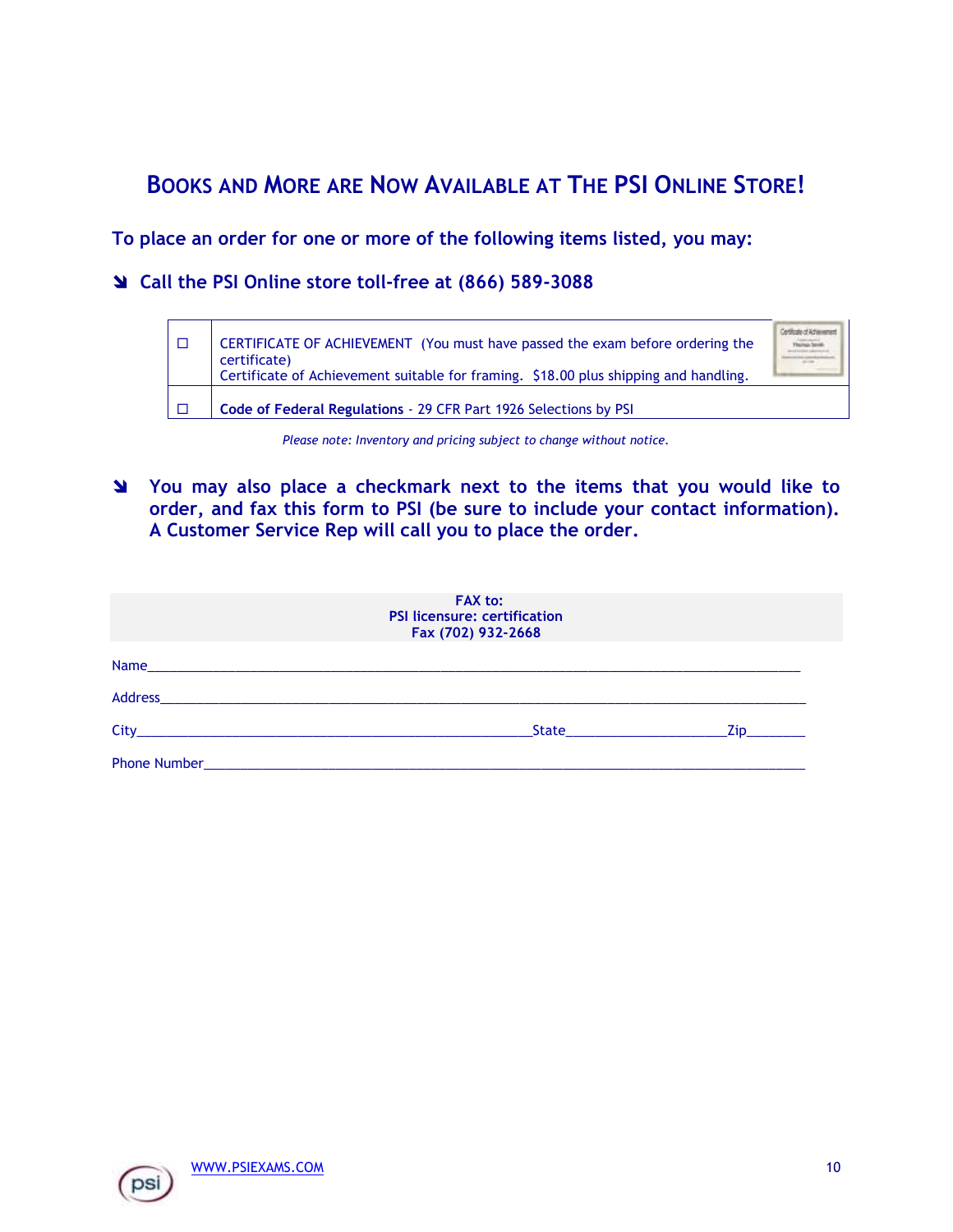# BOOKS AND MORE ARE NOW AVAILABLE AT THE PSI ONLINE STORE!

**To place an order for one or more of the following items listed, you may:**

- **Call the PSI Online store toll-free at (866) 589-3088**

| | |
|---|---|
| ☐ | CERTIFICATE OF ACHIEVEMENT (You must have passed the exam before ordering the certificate)<br>Certificate of Achievement suitable for framing. $18.00 plus shipping and handling. |
| ☐ | **Code of Federal Regulations** - 29 CFR Part 1926 Selections by PSI |

*Please note: Inventory and pricing subject to change without notice.*

- **You may also place a checkmark next to the items that you would like to order, and fax this form to PSI (be sure to include your contact information). A Customer Service Rep will call you to place the order.**

**FAX to:**
**PSI licensure: certification**
**Fax (702) 932-2668**

Name_______________________________________________________________________________

Address_____________________________________________________________________________

City_____________________________________________State___________________Zip________

Phone Number________________________________________________________________________

WWW.PSIEXAMS.COM